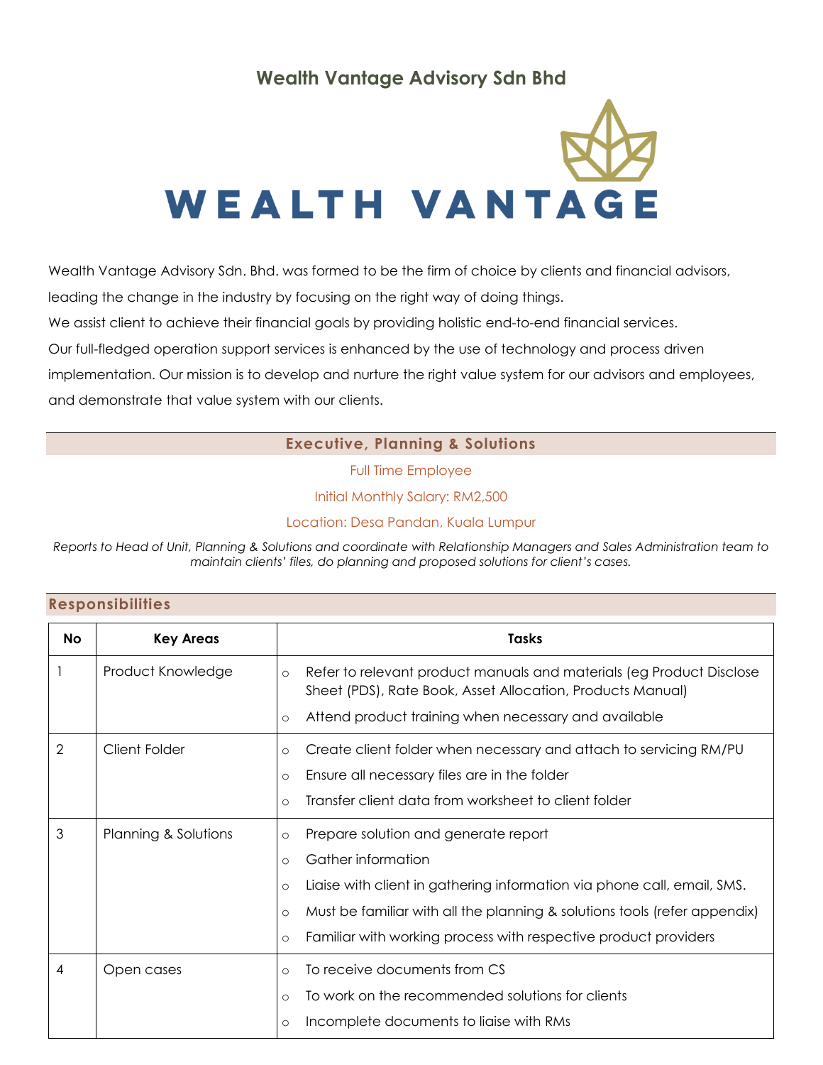# Wealth Vantage Advisory Sdn Bhd

WEALTH VANTAGE

Wealth Vantage Advisory Sdn. Bhd. was formed to be the firm of choice by clients and financial advisors, leading the change in the industry by focusing on the right way of doing things.
We assist client to achieve their financial goals by providing holistic end-to-end financial services.
Our full-fledged operation support services is enhanced by the use of technology and process driven implementation. Our mission is to develop and nurture the right value system for our advisors and employees, and demonstrate that value system with our clients.

## Executive, Planning & Solutions

Full Time Employee

Initial Monthly Salary: RM2,500

Location: Desa Pandan, Kuala Lumpur

*Reports to Head of Unit, Planning & Solutions and coordinate with Relationship Managers and Sales Administration team to maintain clients' files, do planning and proposed solutions for client's cases.*

## Responsibilities

| No | Key Areas | Tasks |
|---|---|---|
| 1 | Product Knowledge | ○ Refer to relevant product manuals and materials (eg Product Disclose Sheet (PDS), Rate Book, Asset Allocation, Products Manual)<br>○ Attend product training when necessary and available |
| 2 | Client Folder | ○ Create client folder when necessary and attach to servicing RM/PU<br>○ Ensure all necessary files are in the folder<br>○ Transfer client data from worksheet to client folder |
| 3 | Planning & Solutions | ○ Prepare solution and generate report<br>○ Gather information<br>○ Liaise with client in gathering information via phone call, email, SMS.<br>○ Must be familiar with all the planning & solutions tools (refer appendix)<br>○ Familiar with working process with respective product providers |
| 4 | Open cases | ○ To receive documents from CS<br>○ To work on the recommended solutions for clients<br>○ Incomplete documents to liaise with RMs |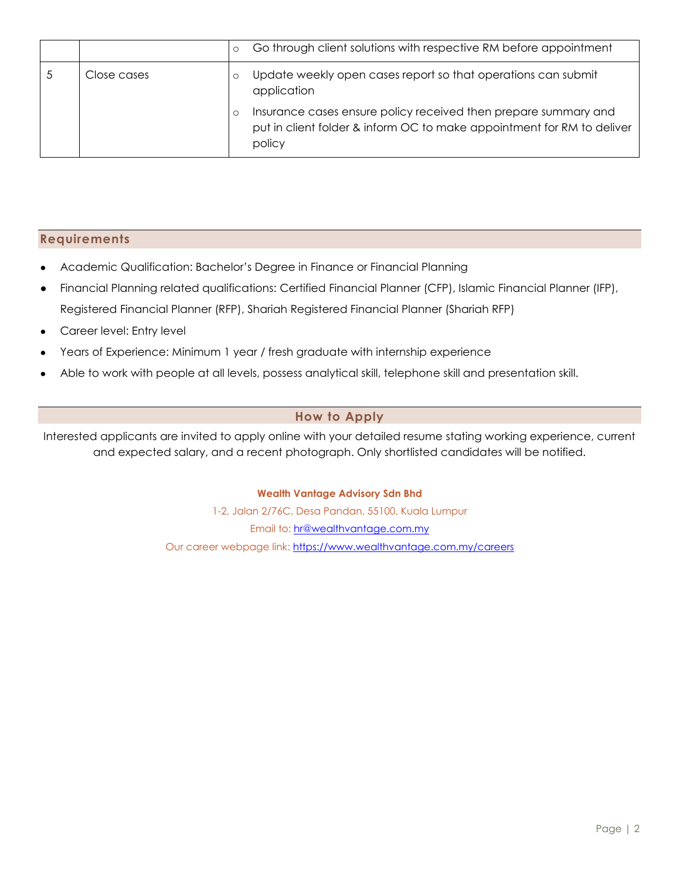| | | |
|---|---|---|
| | | ◦ Go through client solutions with respective RM before appointment |
| 5 | Close cases | ◦ Update weekly open cases report so that operations can submit application<br>◦ Insurance cases ensure policy received then prepare summary and put in client folder & inform OC to make appointment for RM to deliver policy |

## Requirements

- Academic Qualification: Bachelor's Degree in Finance or Financial Planning
- Financial Planning related qualifications: Certified Financial Planner (CFP), Islamic Financial Planner (IFP), Registered Financial Planner (RFP), Shariah Registered Financial Planner (Shariah RFP)
- Career level: Entry level
- Years of Experience: Minimum 1 year / fresh graduate with internship experience
- Able to work with people at all levels, possess analytical skill, telephone skill and presentation skill.

## How to Apply

Interested applicants are invited to apply online with your detailed resume stating working experience, current and expected salary, and a recent photograph. Only shortlisted candidates will be notified.

**Wealth Vantage Advisory Sdn Bhd**

1-2, Jalan 2/76C, Desa Pandan, 55100, Kuala Lumpur

Email to: hr@wealthvantage.com.my

Our career webpage link: https://www.wealthvantage.com.my/careers